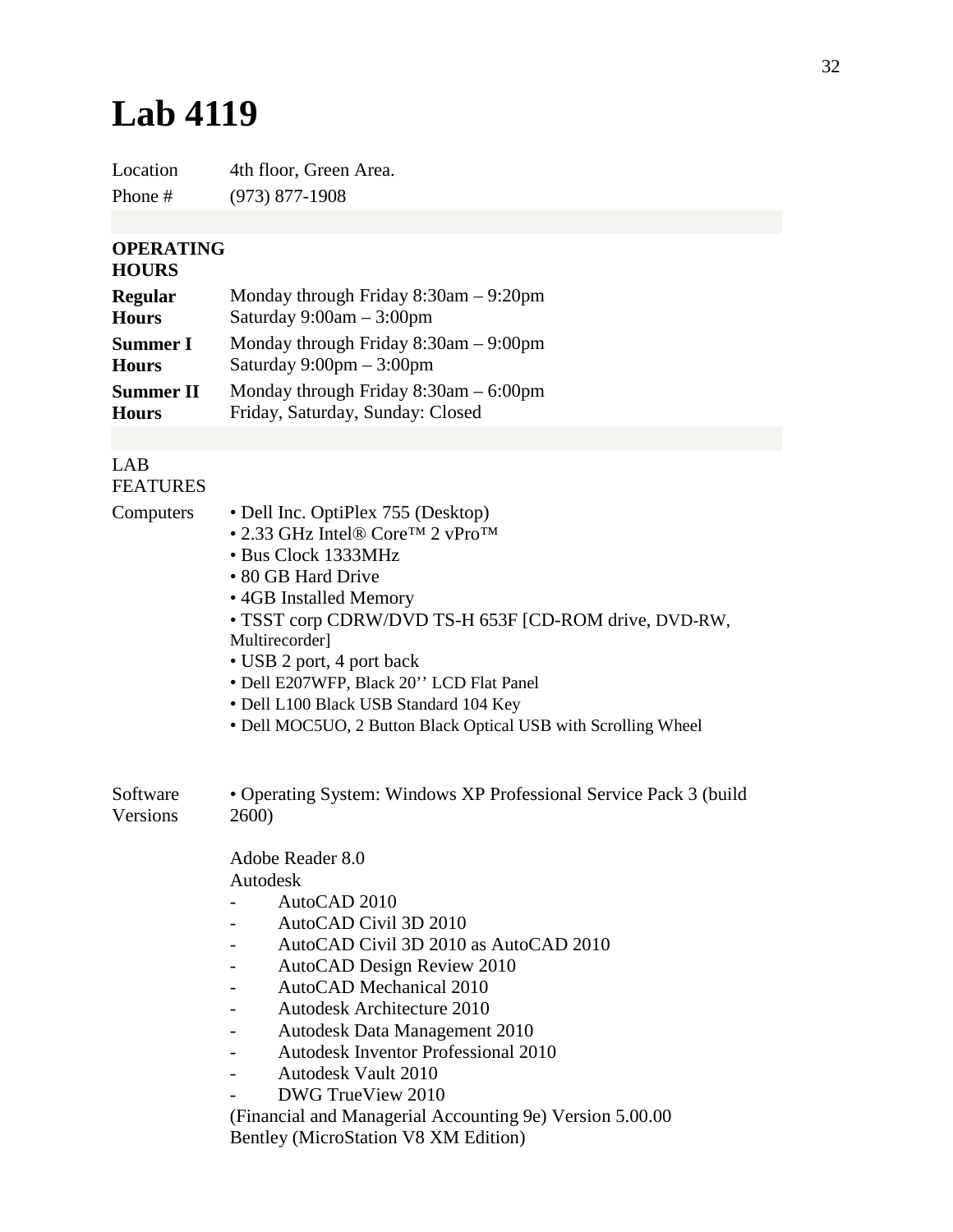# Lab 4119

| | |
|---|---|
| Location | 4th floor, Green Area. |
| Phone # | (973) 877-1908 |

**OPERATING HOURS**

| | |
|---|---|
| **Regular Hours** | Monday through Friday 8:30am – 9:20pm<br>Saturday 9:00am – 3:00pm |
| **Summer I Hours** | Monday through Friday 8:30am – 9:00pm<br>Saturday 9:00pm – 3:00pm |
| **Summer II Hours** | Monday through Friday 8:30am – 6:00pm<br>Friday, Saturday, Sunday: Closed |

LAB FEATURES

Computers

- Dell Inc. OptiPlex 755 (Desktop)
- 2.33 GHz Intel® Core™ 2 vPro™
- Bus Clock 1333MHz
- 80 GB Hard Drive
- 4GB Installed Memory
- TSST corp CDRW/DVD TS-H 653F [CD-ROM drive, DVD-RW, Multirecorder]
- USB 2 port, 4 port back
- Dell E207WFP, Black 20'' LCD Flat Panel
- Dell L100 Black USB Standard 104 Key
- Dell MOC5UO, 2 Button Black Optical USB with Scrolling Wheel

Software Versions

- Operating System: Windows XP Professional Service Pack 3 (build 2600)

Adobe Reader 8.0
Autodesk
- AutoCAD 2010
- AutoCAD Civil 3D 2010
- AutoCAD Civil 3D 2010 as AutoCAD 2010
- AutoCAD Design Review 2010
- AutoCAD Mechanical 2010
- Autodesk Architecture 2010
- Autodesk Data Management 2010
- Autodesk Inventor Professional 2010
- Autodesk Vault 2010
- DWG TrueView 2010

(Financial and Managerial Accounting 9e) Version 5.00.00
Bentley (MicroStation V8 XM Edition)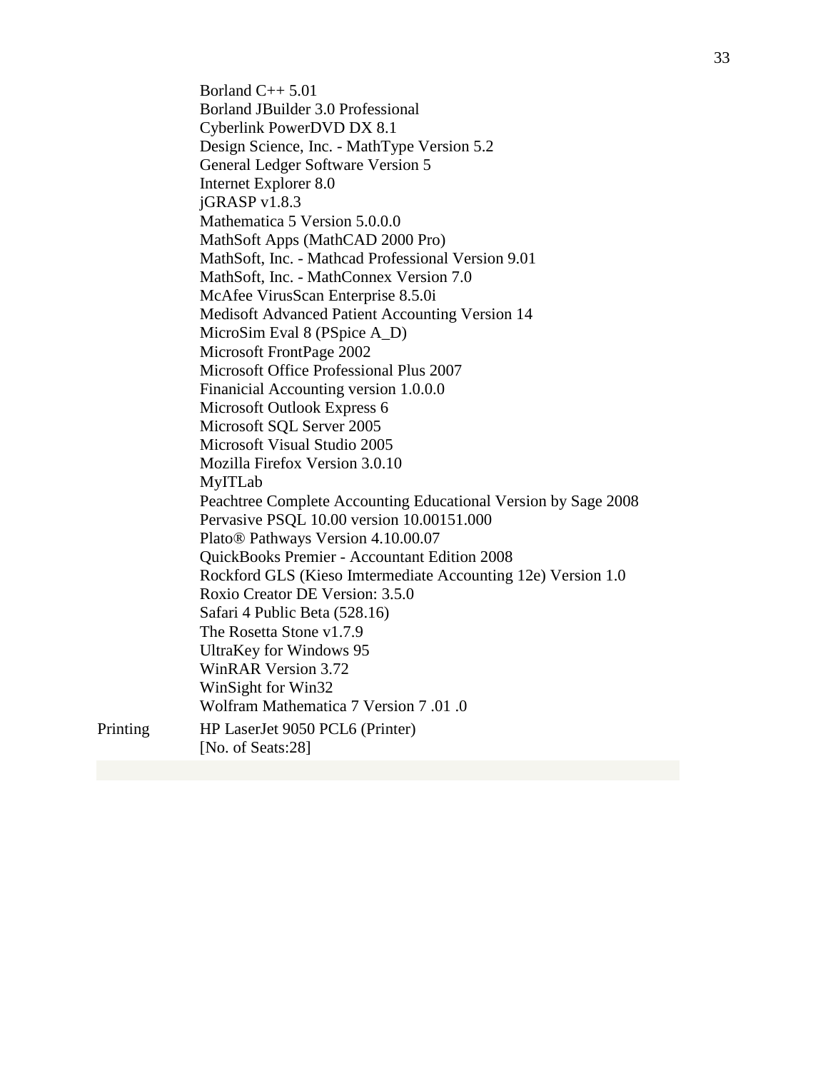| | |
|---|---|
| | Borland C++ 5.01<br>Borland JBuilder 3.0 Professional<br>Cyberlink PowerDVD DX 8.1<br>Design Science, Inc. - MathType Version 5.2<br>General Ledger Software Version 5<br>Internet Explorer 8.0<br>jGRASP v1.8.3<br>Mathematica 5 Version 5.0.0.0<br>MathSoft Apps (MathCAD 2000 Pro)<br>MathSoft, Inc. - Mathcad Professional Version 9.01<br>MathSoft, Inc. - MathConnex Version 7.0<br>McAfee VirusScan Enterprise 8.5.0i<br>Medisoft Advanced Patient Accounting Version 14<br>MicroSim Eval 8 (PSpice A_D)<br>Microsoft FrontPage 2002<br>Microsoft Office Professional Plus 2007<br>Finanicial Accounting version 1.0.0.0<br>Microsoft Outlook Express 6<br>Microsoft SQL Server 2005<br>Microsoft Visual Studio 2005<br>Mozilla Firefox Version 3.0.10<br>MyITLab<br>Peachtree Complete Accounting Educational Version by Sage 2008<br>Pervasive PSQL 10.00 version 10.00151.000<br>Plato® Pathways Version 4.10.00.07<br>QuickBooks Premier - Accountant Edition 2008<br>Rockford GLS (Kieso Imtermediate Accounting 12e) Version 1.0<br>Roxio Creator DE Version: 3.5.0<br>Safari 4 Public Beta (528.16)<br>The Rosetta Stone v1.7.9<br>UltraKey for Windows 95<br>WinRAR Version 3.72<br>WinSight for Win32<br>Wolfram Mathematica 7 Version 7 .01 .0 |
| Printing | HP LaserJet 9050 PCL6 (Printer)<br>[No. of Seats:28] |